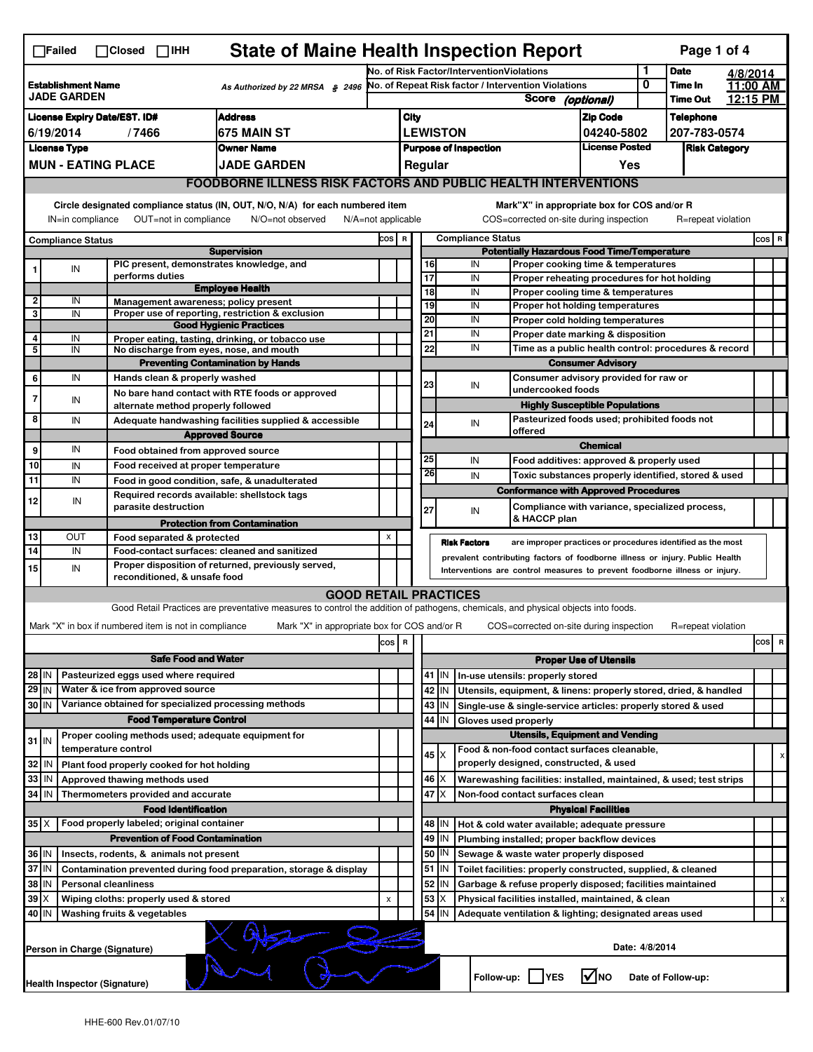☐Failed ☐Closed ☐IHH

# State of Maine Health Inspection Report

| Establishment Name | As Authorized by 22 MRSA § 2496 | No. of Risk Factor/Intervention Violations | 1 | Date | 4/8/2014 |
|---|---|---|---|---|---|
| JADE GARDEN | | No. of Repeat Risk factor / Intervention Violations | 0 | Time In | 11:00 AM |
| | | Score (optional) | | Time Out | 12:15 PM |

| License Expiry Date/EST. ID# | Address | City | Zip Code | Telephone |
|---|---|---|---|---|
| 6/19/2014 / 7466 | 675 MAIN ST | LEWISTON | 04240-5802 | 207-783-0574 |

| License Type | Owner Name | Purpose of Inspection | License Posted | Risk Category |
|---|---|---|---|---|
| MUN - EATING PLACE | JADE GARDEN | Regular | Yes | |

## FOODBORNE ILLNESS RISK FACTORS AND PUBLIC HEALTH INTERVENTIONS

Circle designated compliance status (IN, OUT, N/O, N/A) for each numbered item
IN=in compliance OUT=not in compliance N/O=not observed N/A=not applicable

Mark"X" in appropriate box for COS and/or R
COS=corrected on-site during inspection R=repeat violation

| # | Compliance Status | Item | COS | R |
|---|---|---|---|---|
| | | **Supervision** | | |
| 1 | IN | PIC present, demonstrates knowledge, and performs duties | | |
| | | **Employee Health** | | |
| 2 | IN | Management awareness; policy present | | |
| 3 | IN | Proper use of reporting, restriction & exclusion | | |
| | | **Good Hygienic Practices** | | |
| 4 | IN | Proper eating, tasting, drinking, or tobacco use | | |
| 5 | IN | No discharge from eyes, nose, and mouth | | |
| | | **Preventing Contamination by Hands** | | |
| 6 | IN | Hands clean & properly washed | | |
| 7 | IN | No bare hand contact with RTE foods or approved alternate method properly followed | | |
| 8 | IN | Adequate handwashing facilities supplied & accessible | | |
| | | **Approved Source** | | |
| 9 | IN | Food obtained from approved source | | |
| 10 | IN | Food received at proper temperature | | |
| 11 | IN | Food in good condition, safe, & unadulterated | | |
| 12 | IN | Required records available: shellstock tags parasite destruction | | |
| | | **Protection from Contamination** | | |
| 13 | OUT | Food separated & protected | X | |
| 14 | IN | Food-contact surfaces: cleaned and sanitized | | |
| 15 | IN | Proper disposition of returned, previously served, reconditioned, & unsafe food | | |
| | | **Potentially Hazardous Food Time/Temperature** | | |
| 16 | IN | Proper cooking time & temperatures | | |
| 17 | IN | Proper reheating procedures for hot holding | | |
| 18 | IN | Proper cooling time & temperatures | | |
| 19 | IN | Proper hot holding temperatures | | |
| 20 | IN | Proper cold holding temperatures | | |
| 21 | IN | Proper date marking & disposition | | |
| 22 | IN | Time as a public health control: procedures & record | | |
| | | **Consumer Advisory** | | |
| 23 | IN | Consumer advisory provided for raw or undercooked foods | | |
| | | **Highly Susceptible Populations** | | |
| 24 | IN | Pasteurized foods used; prohibited foods not offered | | |
| | | **Chemical** | | |
| 25 | IN | Food additives: approved & properly used | | |
| 26 | IN | Toxic substances properly identified, stored & used | | |
| | | **Conformance with Approved Procedures** | | |
| 27 | IN | Compliance with variance, specialized process, & HACCP plan | | |

**Risk Factors** are improper practices or procedures identified as the most prevalent contributing factors of foodborne illness or injury. Public Health Interventions are control measures to prevent foodborne illness or injury.

## GOOD RETAIL PRACTICES

Good Retail Practices are preventative measures to control the addition of pathogens, chemicals, and physical objects into foods.

Mark "X" in box if numbered item is not in compliance Mark "X" in appropriate box for COS and/or R COS=corrected on-site during inspection R=repeat violation

| # | Status | Item | COS | R |
|---|---|---|---|---|
| | | **Safe Food and Water** | | |
| 28 | IN | Pasteurized eggs used where required | | |
| 29 | IN | Water & ice from approved source | | |
| 30 | IN | Variance obtained for specialized processing methods | | |
| | | **Food Temperature Control** | | |
| 31 | IN | Proper cooling methods used; adequate equipment for temperature control | | |
| 32 | IN | Plant food properly cooked for hot holding | | |
| 33 | IN | Approved thawing methods used | | |
| 34 | IN | Thermometers provided and accurate | | |
| | | **Food Identification** | | |
| 35 | X | Food properly labeled; original container | | |
| | | **Prevention of Food Contamination** | | |
| 36 | IN | Insects, rodents, & animals not present | | |
| 37 | IN | Contamination prevented during food preparation, storage & display | | |
| 38 | IN | Personal cleanliness | | |
| 39 | X | Wiping cloths: properly used & stored | X | |
| 40 | IN | Washing fruits & vegetables | | |
| | | **Proper Use of Utensils** | | |
| 41 | IN | In-use utensils: properly stored | | |
| 42 | IN | Utensils, equipment, & linens: properly stored, dried, & handled | | |
| 43 | IN | Single-use & single-service articles: properly stored & used | | |
| 44 | IN | Gloves used properly | | |
| | | **Utensils, Equipment and Vending** | | |
| 45 | X | Food & non-food contact surfaces cleanable, properly designed, constructed, & used | | X |
| 46 | X | Warewashing facilities: installed, maintained, & used; test strips | | |
| 47 | X | Non-food contact surfaces clean | | |
| | | **Physical Facilities** | | |
| 48 | IN | Hot & cold water available; adequate pressure | | |
| 49 | IN | Plumbing installed; proper backflow devices | | |
| 50 | IN | Sewage & waste water properly disposed | | |
| 51 | IN | Toilet facilities: properly constructed, supplied, & cleaned | | |
| 52 | IN | Garbage & refuse properly disposed; facilities maintained | | |
| 53 | X | Physical facilities installed, maintained, & clean | | X |
| 54 | IN | Adequate ventilation & lighting; designated areas used | | |

Person in Charge (Signature) Date: 4/8/2014

Health Inspector (Signature) Follow-up: ☐YES ☑NO Date of Follow-up:

HHE-600 Rev.01/07/10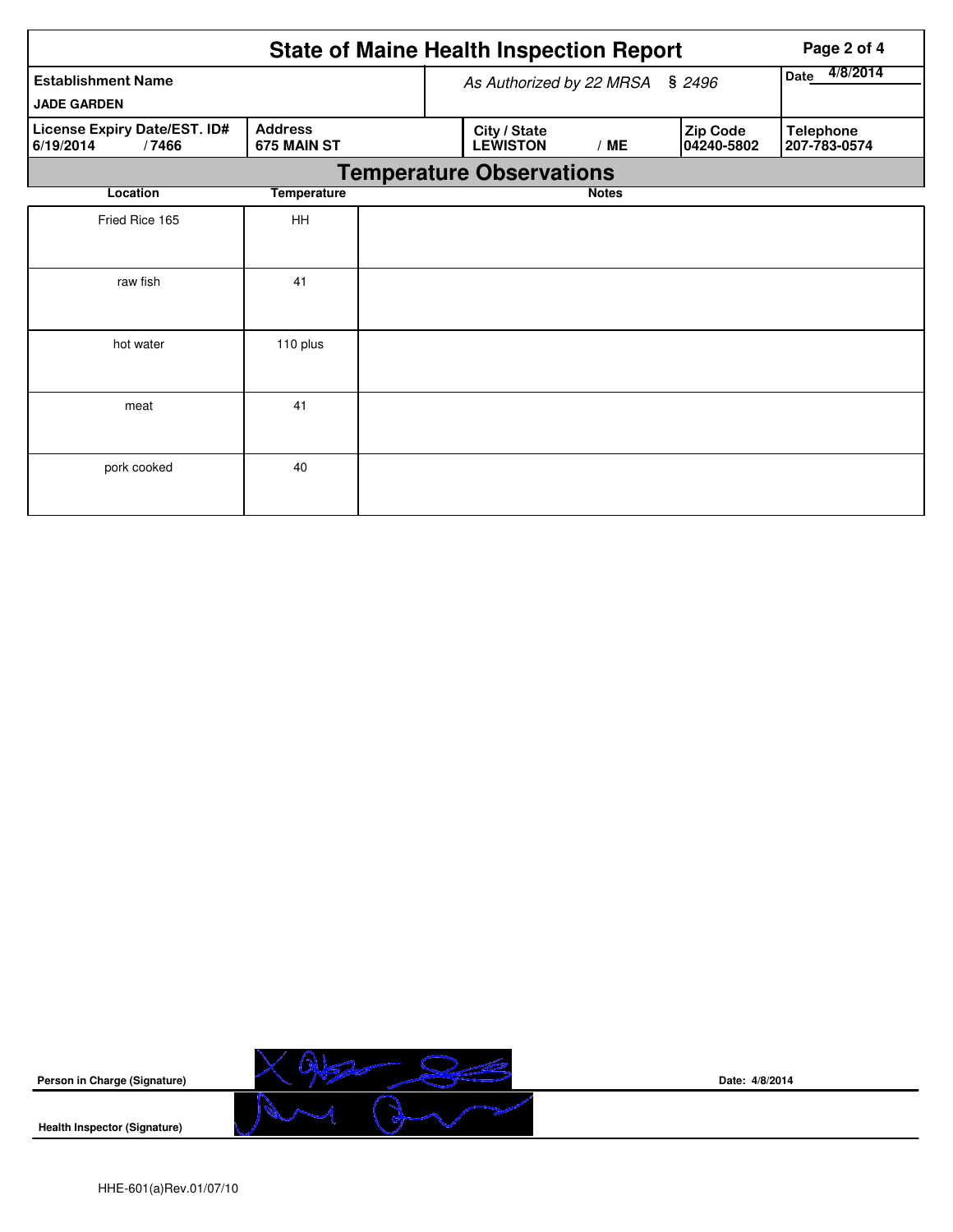# State of Maine Health Inspection Report

| Establishment Name | | As Authorized by 22 MRSA § 2496 | | Date 4/8/2014 |
|---|---|---|---|---|
| **JADE GARDEN** | | | | |
| **License Expiry Date/EST. ID#** 6/19/2014 / 7466 | **Address** 675 MAIN ST | **City / State** LEWISTON / ME | **Zip Code** 04240-5802 | **Telephone** 207-783-0574 |

## Temperature Observations

| Location | Temperature | Notes |
|---|---|---|
| Fried Rice 165 | HH | |
| raw fish | 41 | |
| hot water | 110 plus | |
| meat | 41 | |
| pork cooked | 40 | |

**Person in Care (Signature)** Date: 4/8/2014

**Health Inspector (Signature)**

HHE-601(a)Rev.01/07/10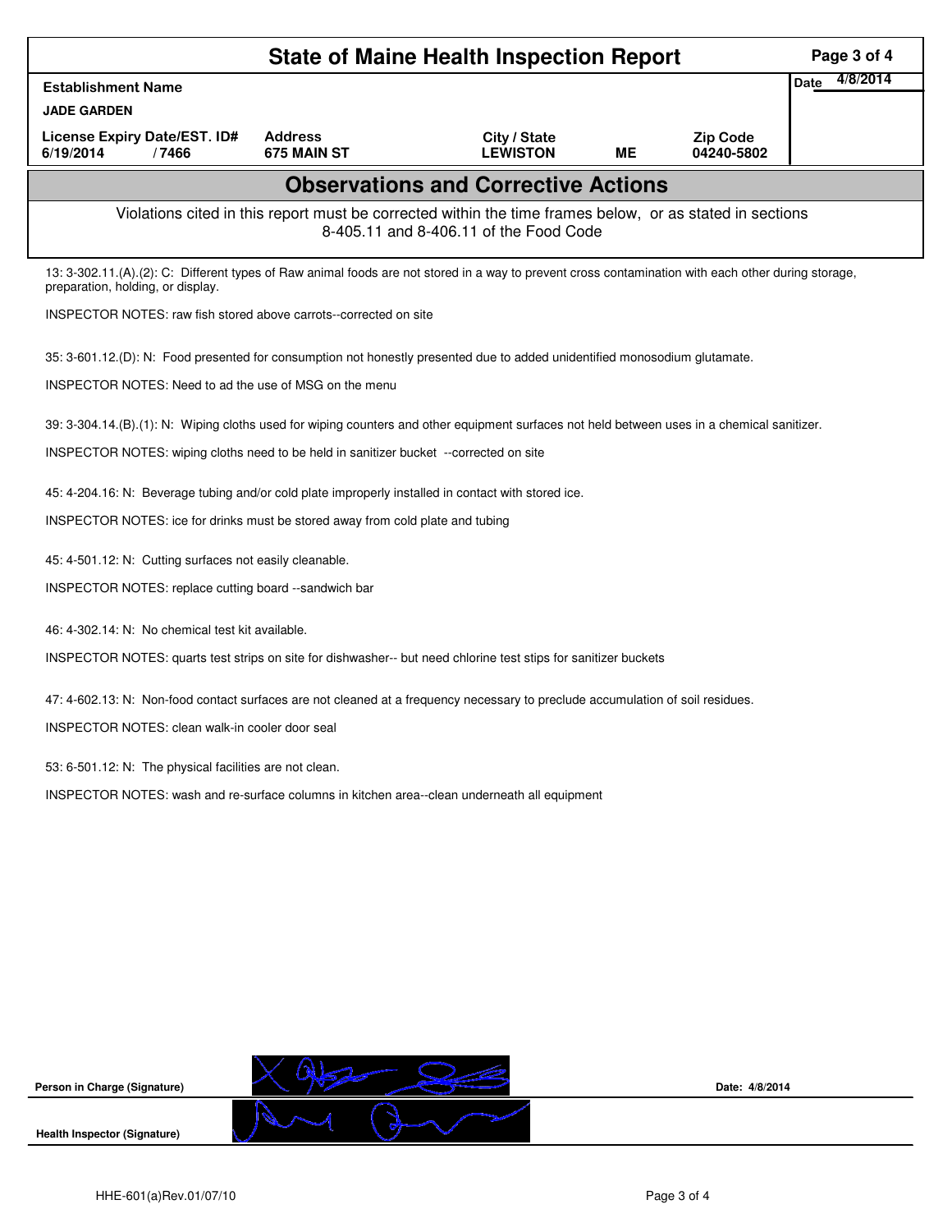# State of Maine Health Inspection Report

| Establishment Name | | | | | Date 4/8/2014 |
|---|---|---|---|---|---|
| JADE GARDEN | | | | | |
| License Expiry Date/EST. ID# | Address | City / State | | Zip Code | |
| 6/19/2014 / 7466 | 675 MAIN ST | LEWISTON | ME | 04240-5802 | |

## Observations and Corrective Actions

Violations cited in this report must be corrected within the time frames below, or as stated in sections 8-405.11 and 8-406.11 of the Food Code

13: 3-302.11.(A).(2): C: Different types of Raw animal foods are not stored in a way to prevent cross contamination with each other during storage, preparation, holding, or display.

INSPECTOR NOTES: raw fish stored above carrots--corrected on site

35: 3-601.12.(D): N: Food presented for consumption not honestly presented due to added unidentified monosodium glutamate.

INSPECTOR NOTES: Need to ad the use of MSG on the menu

39: 3-304.14.(B).(1): N: Wiping cloths used for wiping counters and other equipment surfaces not held between uses in a chemical sanitizer.

INSPECTOR NOTES: wiping cloths need to be held in sanitizer bucket --corrected on site

45: 4-204.16: N: Beverage tubing and/or cold plate improperly installed in contact with stored ice.

INSPECTOR NOTES: ice for drinks must be stored away from cold plate and tubing

45: 4-501.12: N: Cutting surfaces not easily cleanable.

INSPECTOR NOTES: replace cutting board --sandwich bar

46: 4-302.14: N: No chemical test kit available.

INSPECTOR NOTES: quarts test strips on site for dishwasher-- but need chlorine test stips for sanitizer buckets

47: 4-602.13: N: Non-food contact surfaces are not cleaned at a frequency necessary to preclude accumulation of soil residues.

INSPECTOR NOTES: clean walk-in cooler door seal

53: 6-501.12: N: The physical facilities are not clean.

INSPECTOR NOTES: wash and re-surface columns in kitchen area--clean underneath all equipment

**Person in Charge (Signature)** Date: 4/8/2014

**Health Inspector (Signature)**

HHE-601(a)Rev.01/07/10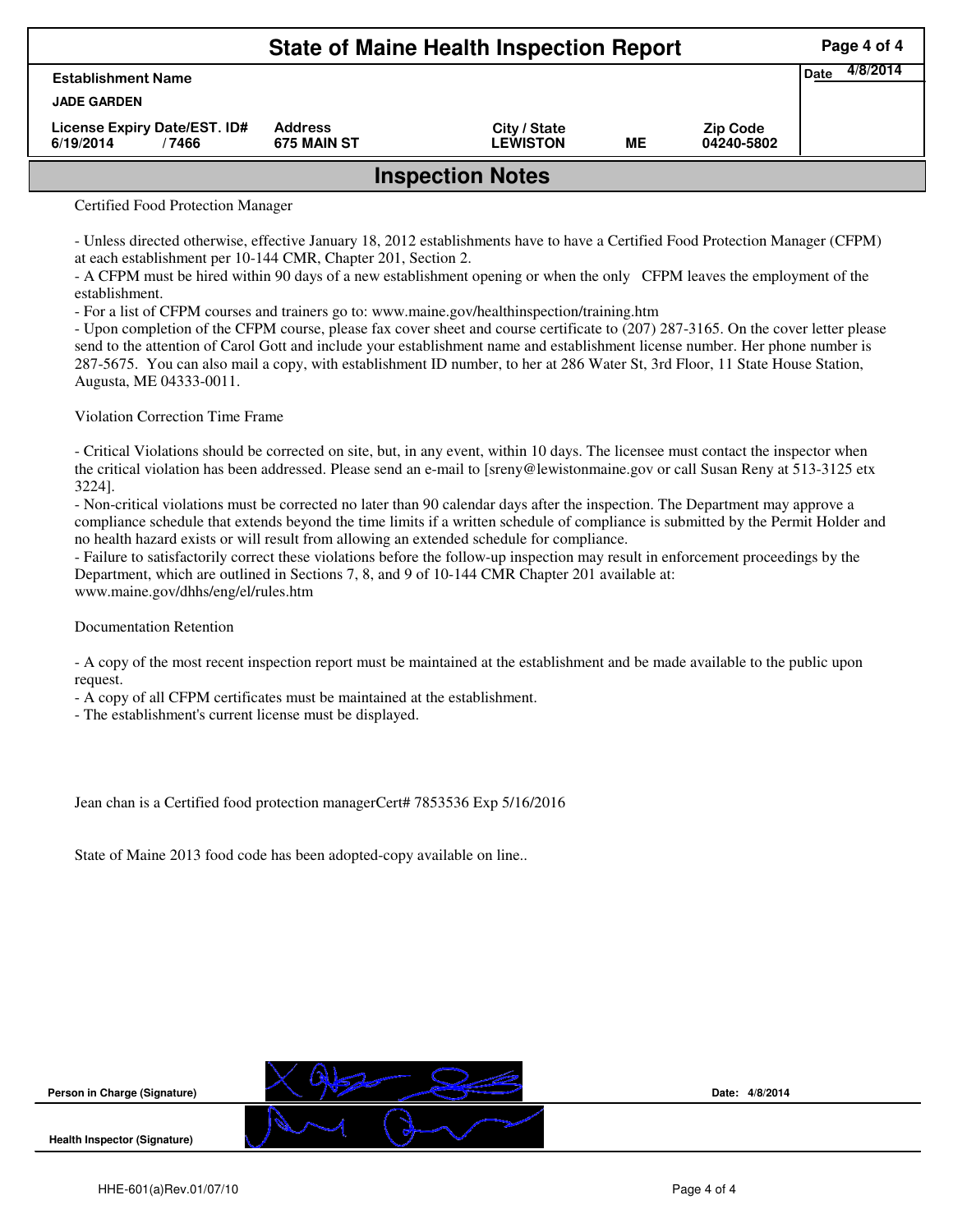# State of Maine Health Inspection Report

| Establishment Name | | | | | Date 4/8/2014 |
|---|---|---|---|---|---|
| JADE GARDEN | | | | | |
| License Expiry Date/EST. ID# | Address | City / State | | Zip Code | |
| 6/19/2014 / 7466 | 675 MAIN ST | LEWISTON | ME | 04240-5802 | |

## Inspection Notes

Certified Food Protection Manager

- Unless directed otherwise, effective January 18, 2012 establishments have to have a Certified Food Protection Manager (CFPM) at each establishment per 10-144 CMR, Chapter 201, Section 2.
- A CFPM must be hired within 90 days of a new establishment opening or when the only CFPM leaves the employment of the establishment.
- For a list of CFPM courses and trainers go to: www.maine.gov/healthinspection/training.htm
- Upon completion of the CFPM course, please fax cover sheet and course certificate to (207) 287-3165. On the cover letter please send to the attention of Carol Gott and include your establishment name and establishment license number. Her phone number is 287-5675. You can also mail a copy, with establishment ID number, to her at 286 Water St, 3rd Floor, 11 State House Station, Augusta, ME 04333-0011.

Violation Correction Time Frame

- Critical Violations should be corrected on site, but, in any event, within 10 days. The licensee must contact the inspector when the critical violation has been addressed. Please send an e-mail to [sreny@lewistonmaine.gov or call Susan Reny at 513-3125 etx 3224].
- Non-critical violations must be corrected no later than 90 calendar days after the inspection. The Department may approve a compliance schedule that extends beyond the time limits if a written schedule of compliance is submitted by the Permit Holder and no health hazard exists or will result from allowing an extended schedule for compliance.
- Failure to satisfactorily correct these violations before the follow-up inspection may result in enforcement proceedings by the Department, which are outlined in Sections 7, 8, and 9 of 10-144 CMR Chapter 201 available at: www.maine.gov/dhhs/eng/el/rules.htm

Documentation Retention

- A copy of the most recent inspection report must be maintained at the establishment and be made available to the public upon request.
- A copy of all CFPM certificates must be maintained at the establishment.
- The establishment's current license must be displayed.

Jean chan is a Certified food protection managerCert# 7853536 Exp 5/16/2016

State of Maine 2013 food code has been adopted-copy available on line..

Person in Charge (Signature) Date: 4/8/2014

Health Inspector (Signature)

HHE-601(a)Rev.01/07/10